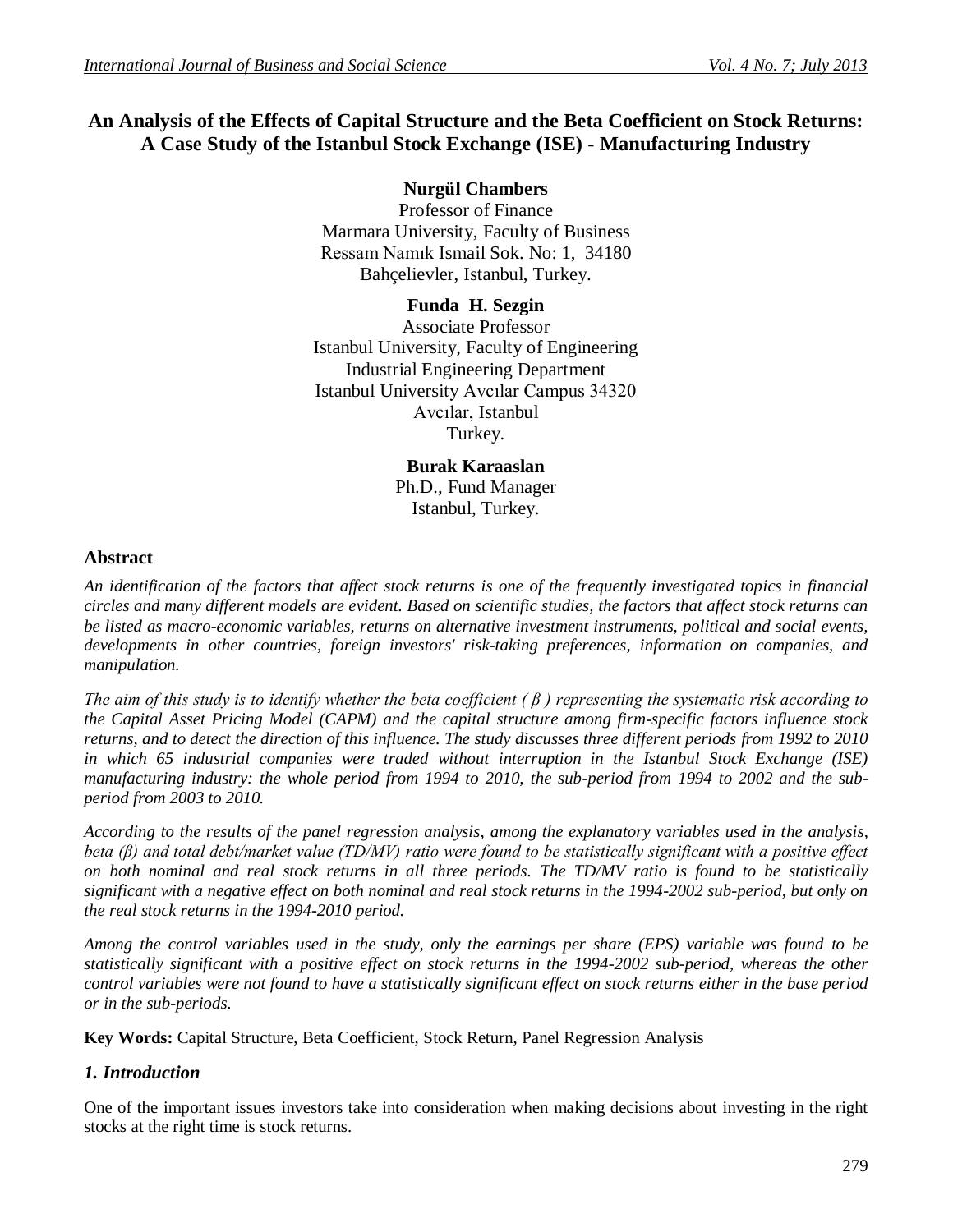# An Analysis of the Effects of Capital Structure and the Beta Coefficient on Stock Returns: A Case Study of the Istanbul Stock Exchange (ISE) - Manufacturing Industry

**Nurgül Chambers**
Professor of Finance
Marmara University, Faculty of Business
Ressam Namık Ismail Sok. No: 1, 34180
Bahçelievler, Istanbul, Turkey.

**Funda H. Sezgin**
Associate Professor
Istanbul University, Faculty of Engineering
Industrial Engineering Department
Istanbul University Avcılar Campus 34320
Avcılar, Istanbul
Turkey.

**Burak Karaaslan**
Ph.D., Fund Manager
Istanbul, Turkey.

## Abstract

*An identification of the factors that affect stock returns is one of the frequently investigated topics in financial circles and many different models are evident. Based on scientific studies, the factors that affect stock returns can be listed as macro-economic variables, returns on alternative investment instruments, political and social events, developments in other countries, foreign investors' risk-taking preferences, information on companies, and manipulation.*

*The aim of this study is to identify whether the beta coefficient ( β ) representing the systematic risk according to the Capital Asset Pricing Model (CAPM) and the capital structure among firm-specific factors influence stock returns, and to detect the direction of this influence. The study discusses three different periods from 1992 to 2010 in which 65 industrial companies were traded without interruption in the Istanbul Stock Exchange (ISE) manufacturing industry: the whole period from 1994 to 2010, the sub-period from 1994 to 2002 and the sub-period from 2003 to 2010.*

*According to the results of the panel regression analysis, among the explanatory variables used in the analysis, beta (β) and total debt/market value (TD/MV) ratio were found to be statistically significant with a positive effect on both nominal and real stock returns in all three periods. The TD/MV ratio is found to be statistically significant with a negative effect on both nominal and real stock returns in the 1994-2002 sub-period, but only on the real stock returns in the 1994-2010 period.*

*Among the control variables used in the study, only the earnings per share (EPS) variable was found to be statistically significant with a positive effect on stock returns in the 1994-2002 sub-period, whereas the other control variables were not found to have a statistically significant effect on stock returns either in the base period or in the sub-periods.*

**Key Words:** Capital Structure, Beta Coefficient, Stock Return, Panel Regression Analysis

## *1. Introduction*

One of the important issues investors take into consideration when making decisions about investing in the right stocks at the right time is stock returns.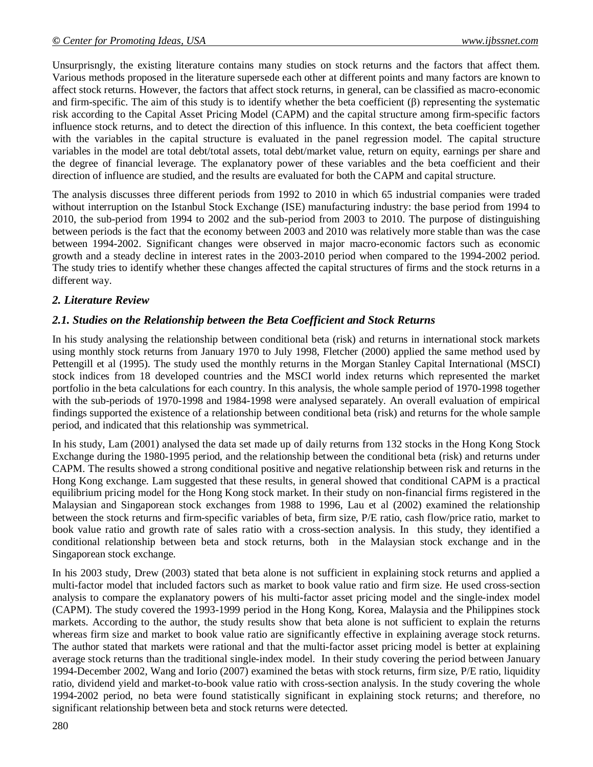Unsurprisngly, the existing literature contains many studies on stock returns and the factors that affect them. Various methods proposed in the literature supersede each other at different points and many factors are known to affect stock returns. However, the factors that affect stock returns, in general, can be classified as macro-economic and firm-specific. The aim of this study is to identify whether the beta coefficient (β) representing the systematic risk according to the Capital Asset Pricing Model (CAPM) and the capital structure among firm-specific factors influence stock returns, and to detect the direction of this influence. In this context, the beta coefficient together with the variables in the capital structure is evaluated in the panel regression model. The capital structure variables in the model are total debt/total assets, total debt/market value, return on equity, earnings per share and the degree of financial leverage. The explanatory power of these variables and the beta coefficient and their direction of influence are studied, and the results are evaluated for both the CAPM and capital structure.

The analysis discusses three different periods from 1992 to 2010 in which 65 industrial companies were traded without interruption on the Istanbul Stock Exchange (ISE) manufacturing industry: the base period from 1994 to 2010, the sub-period from 1994 to 2002 and the sub-period from 2003 to 2010. The purpose of distinguishing between periods is the fact that the economy between 2003 and 2010 was relatively more stable than was the case between 1994-2002. Significant changes were observed in major macro-economic factors such as economic growth and a steady decline in interest rates in the 2003-2010 period when compared to the 1994-2002 period. The study tries to identify whether these changes affected the capital structures of firms and the stock returns in a different way.

## *2. Literature Review*

### *2.1. Studies on the Relationship between the Beta Coefficient and Stock Returns*

In his study analysing the relationship between conditional beta (risk) and returns in international stock markets using monthly stock returns from January 1970 to July 1998, Fletcher (2000) applied the same method used by Pettengill et al (1995). The study used the monthly returns in the Morgan Stanley Capital International (MSCI) stock indices from 18 developed countries and the MSCI world index returns which represented the market portfolio in the beta calculations for each country. In this analysis, the whole sample period of 1970-1998 together with the sub-periods of 1970-1998 and 1984-1998 were analysed separately. An overall evaluation of empirical findings supported the existence of a relationship between conditional beta (risk) and returns for the whole sample period, and indicated that this relationship was symmetrical.

In his study, Lam (2001) analysed the data set made up of daily returns from 132 stocks in the Hong Kong Stock Exchange during the 1980-1995 period, and the relationship between the conditional beta (risk) and returns under CAPM. The results showed a strong conditional positive and negative relationship between risk and returns in the Hong Kong exchange. Lam suggested that these results, in general showed that conditional CAPM is a practical equilibrium pricing model for the Hong Kong stock market. In their study on non-financial firms registered in the Malaysian and Singaporean stock exchanges from 1988 to 1996, Lau et al (2002) examined the relationship between the stock returns and firm-specific variables of beta, firm size, P/E ratio, cash flow/price ratio, market to book value ratio and growth rate of sales ratio with a cross-section analysis. In this study, they identified a conditional relationship between beta and stock returns, both in the Malaysian stock exchange and in the Singaporean stock exchange.

In his 2003 study, Drew (2003) stated that beta alone is not sufficient in explaining stock returns and applied a multi-factor model that included factors such as market to book value ratio and firm size. He used cross-section analysis to compare the explanatory powers of his multi-factor asset pricing model and the single-index model (CAPM). The study covered the 1993-1999 period in the Hong Kong, Korea, Malaysia and the Philippines stock markets. According to the author, the study results show that beta alone is not sufficient to explain the returns whereas firm size and market to book value ratio are significantly effective in explaining average stock returns. The author stated that markets were rational and that the multi-factor asset pricing model is better at explaining average stock returns than the traditional single-index model. In their study covering the period between January 1994-December 2002, Wang and Iorio (2007) examined the betas with stock returns, firm size, P/E ratio, liquidity ratio, dividend yield and market-to-book value ratio with cross-section analysis. In the study covering the whole 1994-2002 period, no beta were found statistically significant in explaining stock returns; and therefore, no significant relationship between beta and stock returns were detected.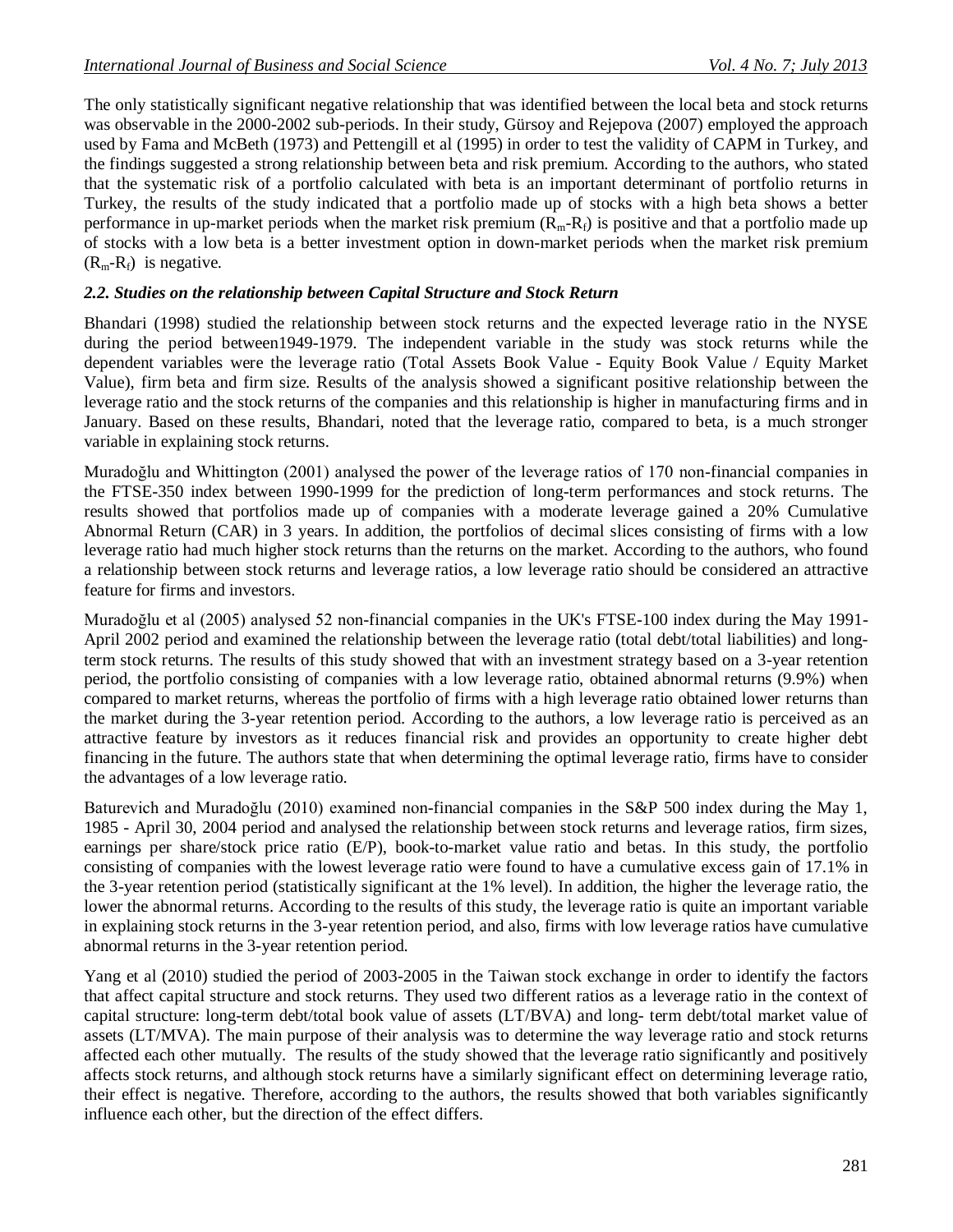The only statistically significant negative relationship that was identified between the local beta and stock returns was observable in the 2000-2002 sub-periods. In their study, Gürsoy and Rejepova (2007) employed the approach used by Fama and McBeth (1973) and Pettengill et al (1995) in order to test the validity of CAPM in Turkey, and the findings suggested a strong relationship between beta and risk premium. According to the authors, who stated that the systematic risk of a portfolio calculated with beta is an important determinant of portfolio returns in Turkey, the results of the study indicated that a portfolio made up of stocks with a high beta shows a better performance in up-market periods when the market risk premium ($R_m$-$R_f$) is positive and that a portfolio made up of stocks with a low beta is a better investment option in down-market periods when the market risk premium ($R_m$-$R_f$) is negative.

### *2.2. Studies on the relationship between Capital Structure and Stock Return*

Bhandari (1998) studied the relationship between stock returns and the expected leverage ratio in the NYSE during the period between1949-1979. The independent variable in the study was stock returns while the dependent variables were the leverage ratio (Total Assets Book Value - Equity Book Value / Equity Market Value), firm beta and firm size. Results of the analysis showed a significant positive relationship between the leverage ratio and the stock returns of the companies and this relationship is higher in manufacturing firms and in January. Based on these results, Bhandari, noted that the leverage ratio, compared to beta, is a much stronger variable in explaining stock returns.

Muradoğlu and Whittington (2001) analysed the power of the leverage ratios of 170 non-financial companies in the FTSE-350 index between 1990-1999 for the prediction of long-term performances and stock returns. The results showed that portfolios made up of companies with a moderate leverage gained a 20% Cumulative Abnormal Return (CAR) in 3 years. In addition, the portfolios of decimal slices consisting of firms with a low leverage ratio had much higher stock returns than the returns on the market. According to the authors, who found a relationship between stock returns and leverage ratios, a low leverage ratio should be considered an attractive feature for firms and investors.

Muradoğlu et al (2005) analysed 52 non-financial companies in the UK's FTSE-100 index during the May 1991-April 2002 period and examined the relationship between the leverage ratio (total debt/total liabilities) and long-term stock returns. The results of this study showed that with an investment strategy based on a 3-year retention period, the portfolio consisting of companies with a low leverage ratio, obtained abnormal returns (9.9%) when compared to market returns, whereas the portfolio of firms with a high leverage ratio obtained lower returns than the market during the 3-year retention period. According to the authors, a low leverage ratio is perceived as an attractive feature by investors as it reduces financial risk and provides an opportunity to create higher debt financing in the future. The authors state that when determining the optimal leverage ratio, firms have to consider the advantages of a low leverage ratio.

Baturevich and Muradoğlu (2010) examined non-financial companies in the S&P 500 index during the May 1, 1985 - April 30, 2004 period and analysed the relationship between stock returns and leverage ratios, firm sizes, earnings per share/stock price ratio (E/P), book-to-market value ratio and betas. In this study, the portfolio consisting of companies with the lowest leverage ratio were found to have a cumulative excess gain of 17.1% in the 3-year retention period (statistically significant at the 1% level). In addition, the higher the leverage ratio, the lower the abnormal returns. According to the results of this study, the leverage ratio is quite an important variable in explaining stock returns in the 3-year retention period, and also, firms with low leverage ratios have cumulative abnormal returns in the 3-year retention period.

Yang et al (2010) studied the period of 2003-2005 in the Taiwan stock exchange in order to identify the factors that affect capital structure and stock returns. They used two different ratios as a leverage ratio in the context of capital structure: long-term debt/total book value of assets (LT/BVA) and long- term debt/total market value of assets (LT/MVA). The main purpose of their analysis was to determine the way leverage ratio and stock returns affected each other mutually. The results of the study showed that the leverage ratio significantly and positively affects stock returns, and although stock returns have a similarly significant effect on determining leverage ratio, their effect is negative. Therefore, according to the authors, the results showed that both variables significantly influence each other, but the direction of the effect differs.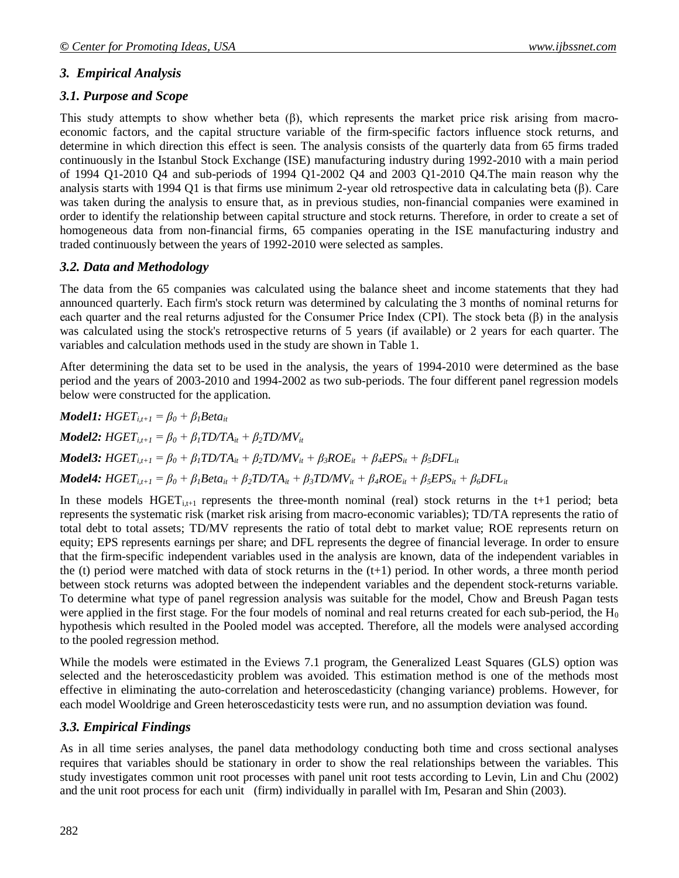### 3. Empirical Analysis

### 3.1. Purpose and Scope

This study attempts to show whether beta (β), which represents the market price risk arising from macro-economic factors, and the capital structure variable of the firm-specific factors influence stock returns, and determine in which direction this effect is seen. The analysis consists of the quarterly data from 65 firms traded continuously in the Istanbul Stock Exchange (ISE) manufacturing industry during 1992-2010 with a main period of 1994 Q1-2010 Q4 and sub-periods of 1994 Q1-2002 Q4 and 2003 Q1-2010 Q4.The main reason why the analysis starts with 1994 Q1 is that firms use minimum 2-year old retrospective data in calculating beta (β). Care was taken during the analysis to ensure that, as in previous studies, non-financial companies were examined in order to identify the relationship between capital structure and stock returns. Therefore, in order to create a set of homogeneous data from non-financial firms, 65 companies operating in the ISE manufacturing industry and traded continuously between the years of 1992-2010 were selected as samples.

### 3.2. Data and Methodology

The data from the 65 companies was calculated using the balance sheet and income statements that they had announced quarterly. Each firm's stock return was determined by calculating the 3 months of nominal returns for each quarter and the real returns adjusted for the Consumer Price Index (CPI). The stock beta (β) in the analysis was calculated using the stock's retrospective returns of 5 years (if available) or 2 years for each quarter. The variables and calculation methods used in the study are shown in Table 1.

After determining the data set to be used in the analysis, the years of 1994-2010 were determined as the base period and the years of 2003-2010 and 1994-2002 as two sub-periods. The four different panel regression models below were constructed for the application.

***Model1:*** $HGET_{i,t+1} = \beta_0 + \beta_1 Beta_{it}$

***Model2:*** $HGET_{i,t+1} = \beta_0 + \beta_1 TD/TA_{it} + \beta_2 TD/MV_{it}$

***Model3:*** $HGET_{i,t+1} = \beta_0 + \beta_1 TD/TA_{it} + \beta_2 TD/MV_{it} + \beta_3 ROE_{it} + \beta_4 EPS_{it} + \beta_5 DFL_{it}$

***Model4:*** $HGET_{i,t+1} = \beta_0 + \beta_1 Beta_{it} + \beta_2 TD/TA_{it} + \beta_3 TD/MV_{it} + \beta_4 ROE_{it} + \beta_5 EPS_{it} + \beta_6 DFL_{it}$

In these models $HGET_{i,t+1}$ represents the three-month nominal (real) stock returns in the t+1 period; beta represents the systematic risk (market risk arising from macro-economic variables); TD/TA represents the ratio of total debt to total assets; TD/MV represents the ratio of total debt to market value; ROE represents return on equity; EPS represents earnings per share; and DFL represents the degree of financial leverage. In order to ensure that the firm-specific independent variables used in the analysis are known, data of the independent variables in the (t) period were matched with data of stock returns in the (t+1) period. In other words, a three month period between stock returns was adopted between the independent variables and the dependent stock-returns variable. To determine what type of panel regression analysis was suitable for the model, Chow and Breush Pagan tests were applied in the first stage. For the four models of nominal and real returns created for each sub-period, the $H_0$ hypothesis which resulted in the Pooled model was accepted. Therefore, all the models were analysed according to the pooled regression method.

While the models were estimated in the Eviews 7.1 program, the Generalized Least Squares (GLS) option was selected and the heteroscedasticity problem was avoided. This estimation method is one of the methods most effective in eliminating the auto-correlation and heteroscedasticity (changing variance) problems. However, for each model Wooldrige and Green heteroscedasticity tests were run, and no assumption deviation was found.

### 3.3. Empirical Findings

As in all time series analyses, the panel data methodology conducting both time and cross sectional analyses requires that variables should be stationary in order to show the real relationships between the variables. This study investigates common unit root processes with panel unit root tests according to Levin, Lin and Chu (2002) and the unit root process for each unit (firm) individually in parallel with Im, Pesaran and Shin (2003).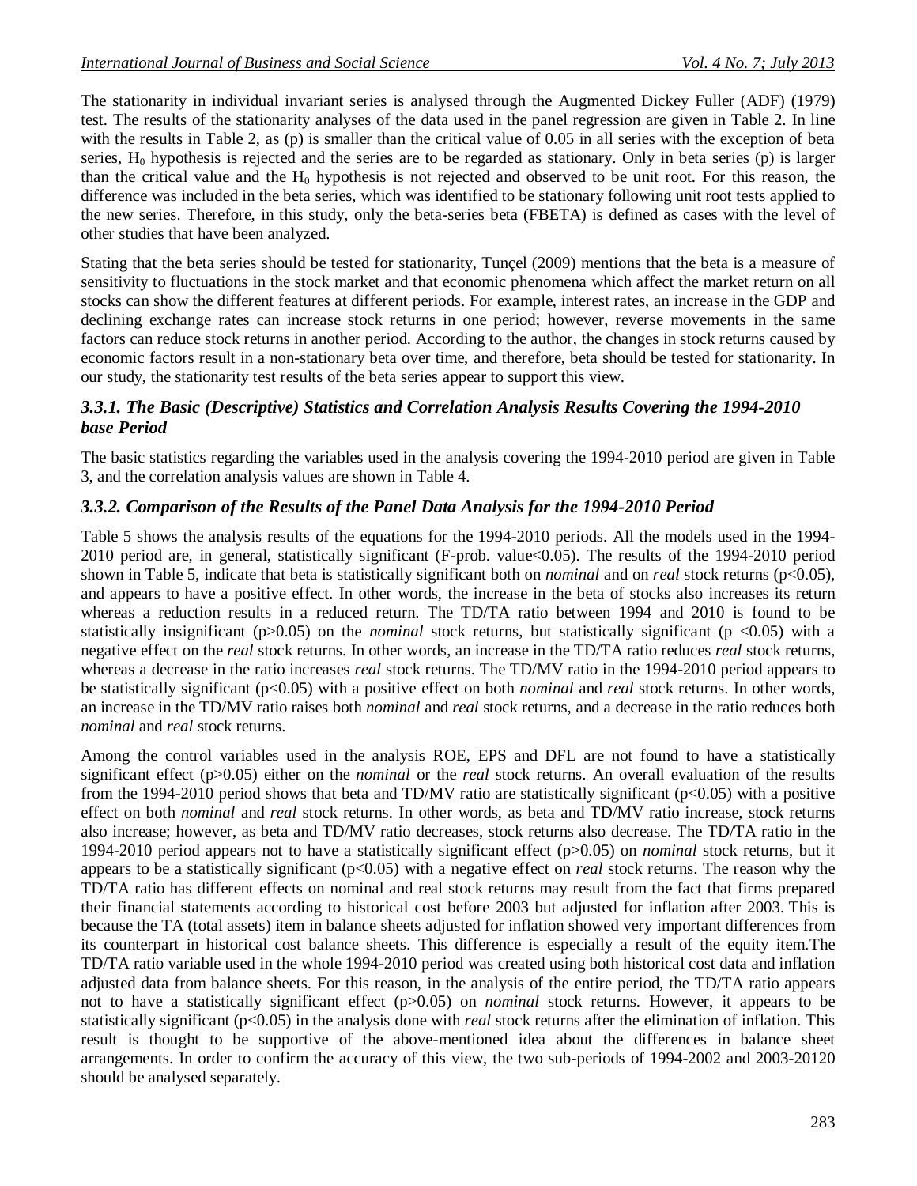The stationarity in individual invariant series is analysed through the Augmented Dickey Fuller (ADF) (1979) test. The results of the stationarity analyses of the data used in the panel regression are given in Table 2. In line with the results in Table 2, as (p) is smaller than the critical value of 0.05 in all series with the exception of beta series, $H_0$ hypothesis is rejected and the series are to be regarded as stationary. Only in beta series (p) is larger than the critical value and the $H_0$ hypothesis is not rejected and observed to be unit root. For this reason, the difference was included in the beta series, which was identified to be stationary following unit root tests applied to the new series. Therefore, in this study, only the beta-series beta (FBETA) is defined as cases with the level of other studies that have been analyzed.

Stating that the beta series should be tested for stationarity, Tunçel (2009) mentions that the beta is a measure of sensitivity to fluctuations in the stock market and that economic phenomena which affect the market return on all stocks can show the different features at different periods. For example, interest rates, an increase in the GDP and declining exchange rates can increase stock returns in one period; however, reverse movements in the same factors can reduce stock returns in another period. According to the author, the changes in stock returns caused by economic factors result in a non-stationary beta over time, and therefore, beta should be tested for stationarity. In our study, the stationarity test results of the beta series appear to support this view.

### *3.3.1. The Basic (Descriptive) Statistics and Correlation Analysis Results Covering the 1994-2010 base Period*

The basic statistics regarding the variables used in the analysis covering the 1994-2010 period are given in Table 3, and the correlation analysis values are shown in Table 4.

### *3.3.2. Comparison of the Results of the Panel Data Analysis for the 1994-2010 Period*

Table 5 shows the analysis results of the equations for the 1994-2010 periods. All the models used in the 1994-2010 period are, in general, statistically significant (F-prob. value<0.05). The results of the 1994-2010 period shown in Table 5, indicate that beta is statistically significant both on *nominal* and on *real* stock returns ($p<0.05$), and appears to have a positive effect. In other words, the increase in the beta of stocks also increases its return whereas a reduction results in a reduced return. The TD/TA ratio between 1994 and 2010 is found to be statistically insignificant ($p>0.05$) on the *nominal* stock returns, but statistically significant ($p<0.05$) with a negative effect on the *real* stock returns. In other words, an increase in the TD/TA ratio reduces *real* stock returns, whereas a decrease in the ratio increases *real* stock returns. The TD/MV ratio in the 1994-2010 period appears to be statistically significant ($p<0.05$) with a positive effect on both *nominal* and *real* stock returns. In other words, an increase in the TD/MV ratio raises both *nominal* and *real* stock returns, and a decrease in the ratio reduces both *nominal* and *real* stock returns.

Among the control variables used in the analysis ROE, EPS and DFL are not found to have a statistically significant effect ($p>0.05$) either on the *nominal* or the *real* stock returns. An overall evaluation of the results from the 1994-2010 period shows that beta and TD/MV ratio are statistically significant ($p<0.05$) with a positive effect on both *nominal* and *real* stock returns. In other words, as beta and TD/MV ratio increase, stock returns also increase; however, as beta and TD/MV ratio decreases, stock returns also decrease. The TD/TA ratio in the 1994-2010 period appears not to have a statistically significant effect ($p>0.05$) on *nominal* stock returns, but it appears to be a statistically significant ($p<0.05$) with a negative effect on *real* stock returns. The reason why the TD/TA ratio has different effects on nominal and real stock returns may result from the fact that firms prepared their financial statements according to historical cost before 2003 but adjusted for inflation after 2003. This is because the TA (total assets) item in balance sheets adjusted for inflation showed very important differences from its counterpart in historical cost balance sheets. This difference is especially a result of the equity item.The TD/TA ratio variable used in the whole 1994-2010 period was created using both historical cost data and inflation adjusted data from balance sheets. For this reason, in the analysis of the entire period, the TD/TA ratio appears not to have a statistically significant effect ($p>0.05$) on *nominal* stock returns. However, it appears to be statistically significant ($p<0.05$) in the analysis done with *real* stock returns after the elimination of inflation. This result is thought to be supportive of the above-mentioned idea about the differences in balance sheet arrangements. In order to confirm the accuracy of this view, the two sub-periods of 1994-2002 and 2003-20120 should be analysed separately.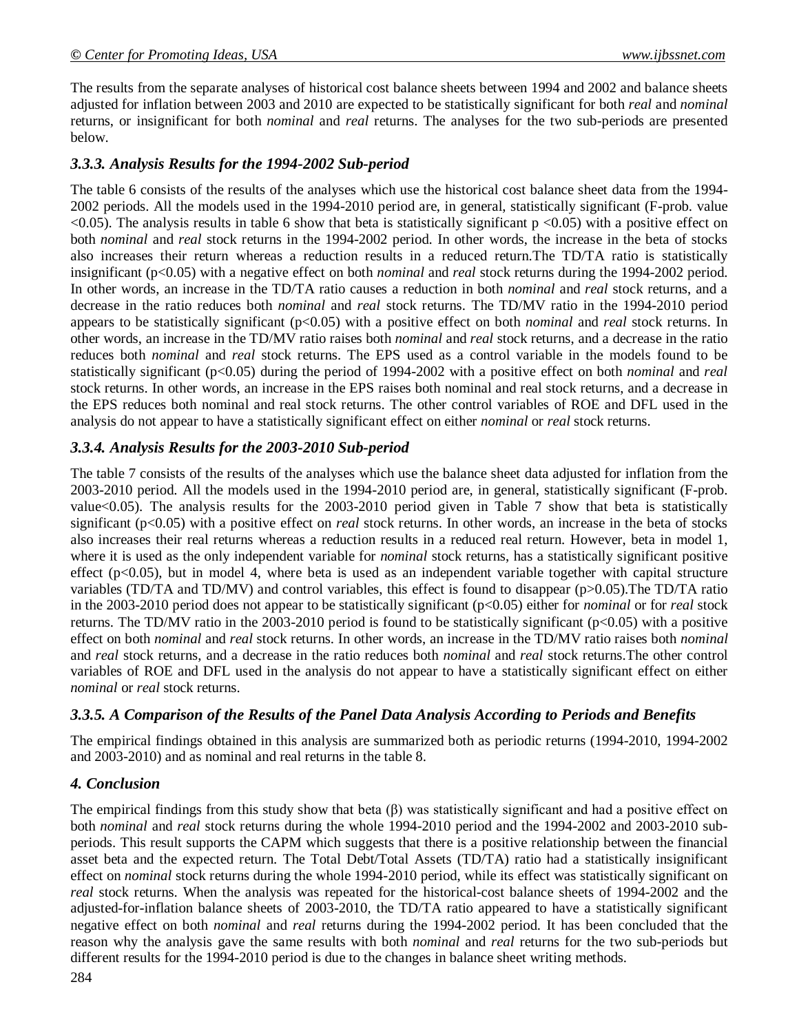The results from the separate analyses of historical cost balance sheets between 1994 and 2002 and balance sheets adjusted for inflation between 2003 and 2010 are expected to be statistically significant for both *real* and *nominal* returns, or insignificant for both *nominal* and *real* returns. The analyses for the two sub-periods are presented below.

### *3.3.3. Analysis Results for the 1994-2002 Sub-period*

The table 6 consists of the results of the analyses which use the historical cost balance sheet data from the 1994-2002 periods. All the models used in the 1994-2010 period are, in general, statistically significant (F-prob. value $<0.05$). The analysis results in table 6 show that beta is statistically significant $p<0.05$) with a positive effect on both *nominal* and *real* stock returns in the 1994-2002 period. In other words, the increase in the beta of stocks also increases their return whereas a reduction results in a reduced return.The TD/TA ratio is statistically insignificant ($p<0.05$) with a negative effect on both *nominal* and *real* stock returns during the 1994-2002 period. In other words, an increase in the TD/TA ratio causes a reduction in both *nominal* and *real* stock returns, and a decrease in the ratio reduces both *nominal* and *real* stock returns. The TD/MV ratio in the 1994-2010 period appears to be statistically significant ($p<0.05$) with a positive effect on both *nominal* and *real* stock returns. In other words, an increase in the TD/MV ratio raises both *nominal* and *real* stock returns, and a decrease in the ratio reduces both *nominal* and *real* stock returns. The EPS used as a control variable in the models found to be statistically significant ($p<0.05$) during the period of 1994-2002 with a positive effect on both *nominal* and *real* stock returns. In other words, an increase in the EPS raises both nominal and real stock returns, and a decrease in the EPS reduces both nominal and real stock returns. The other control variables of ROE and DFL used in the analysis do not appear to have a statistically significant effect on either *nominal* or *real* stock returns.

### *3.3.4. Analysis Results for the 2003-2010 Sub-period*

The table 7 consists of the results of the analyses which use the balance sheet data adjusted for inflation from the 2003-2010 period. All the models used in the 1994-2010 period are, in general, statistically significant (F-prob. value$<0.05$). The analysis results for the 2003-2010 period given in Table 7 show that beta is statistically significant ($p<0.05$) with a positive effect on *real* stock returns. In other words, an increase in the beta of stocks also increases their real returns whereas a reduction results in a reduced real return. However, beta in model 1, where it is used as the only independent variable for *nominal* stock returns, has a statistically significant positive effect ($p<0.05$), but in model 4, where beta is used as an independent variable together with capital structure variables (TD/TA and TD/MV) and control variables, this effect is found to disappear ($p>0.05$).The TD/TA ratio in the 2003-2010 period does not appear to be statistically significant ($p<0.05$) either for *nominal* or for *real* stock returns. The TD/MV ratio in the 2003-2010 period is found to be statistically significant ($p<0.05$) with a positive effect on both *nominal* and *real* stock returns. In other words, an increase in the TD/MV ratio raises both *nominal* and *real* stock returns, and a decrease in the ratio reduces both *nominal* and *real* stock returns.The other control variables of ROE and DFL used in the analysis do not appear to have a statistically significant effect on either *nominal* or *real* stock returns.

### *3.3.5. A Comparison of the Results of the Panel Data Analysis According to Periods and Benefits*

The empirical findings obtained in this analysis are summarized both as periodic returns (1994-2010, 1994-2002 and 2003-2010) and as nominal and real returns in the table 8.

## *4. Conclusion*

The empirical findings from this study show that beta (β) was statistically significant and had a positive effect on both *nominal* and *real* stock returns during the whole 1994-2010 period and the 1994-2002 and 2003-2010 sub-periods. This result supports the CAPM which suggests that there is a positive relationship between the financial asset beta and the expected return. The Total Debt/Total Assets (TD/TA) ratio had a statistically insignificant effect on *nominal* stock returns during the whole 1994-2010 period, while its effect was statistically significant on *real* stock returns. When the analysis was repeated for the historical-cost balance sheets of 1994-2002 and the adjusted-for-inflation balance sheets of 2003-2010, the TD/TA ratio appeared to have a statistically significant negative effect on both *nominal* and *real* returns during the 1994-2002 period. It has been concluded that the reason why the analysis gave the same results with both *nominal* and *real* returns for the two sub-periods but different results for the 1994-2010 period is due to the changes in balance sheet writing methods.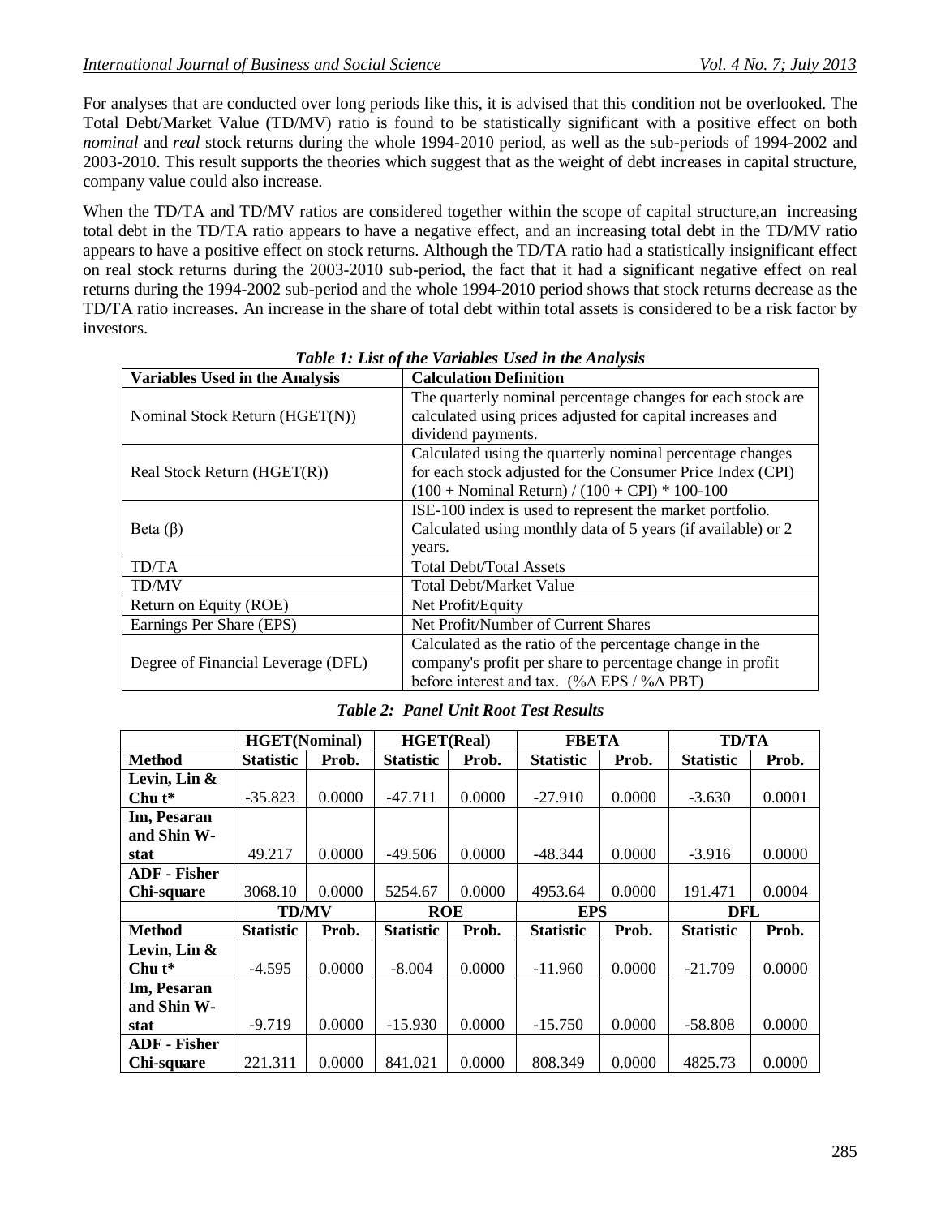For analyses that are conducted over long periods like this, it is advised that this condition not be overlooked. The Total Debt/Market Value (TD/MV) ratio is found to be statistically significant with a positive effect on both *nominal* and *real* stock returns during the whole 1994-2010 period, as well as the sub-periods of 1994-2002 and 2003-2010. This result supports the theories which suggest that as the weight of debt increases in capital structure, company value could also increase.

When the TD/TA and TD/MV ratios are considered together within the scope of capital structure,an increasing total debt in the TD/TA ratio appears to have a negative effect, and an increasing total debt in the TD/MV ratio appears to have a positive effect on stock returns. Although the TD/TA ratio had a statistically insignificant effect on real stock returns during the 2003-2010 sub-period, the fact that it had a significant negative effect on real returns during the 1994-2002 sub-period and the whole 1994-2010 period shows that stock returns decrease as the TD/TA ratio increases. An increase in the share of total debt within total assets is considered to be a risk factor by investors.

***Table 1: List of the Variables Used in the Analysis***

| Variables Used in the Analysis | Calculation Definition |
|---|---|
| Nominal Stock Return (HGET(N)) | The quarterly nominal percentage changes for each stock are calculated using prices adjusted for capital increases and dividend payments. |
| Real Stock Return (HGET(R)) | Calculated using the quarterly nominal percentage changes for each stock adjusted for the Consumer Price Index (CPI) (100 + Nominal Return) / (100 + CPI) * 100-100 |
| Beta (β) | ISE-100 index is used to represent the market portfolio. Calculated using monthly data of 5 years (if available) or 2 years. |
| TD/TA | Total Debt/Total Assets |
| TD/MV | Total Debt/Market Value |
| Return on Equity (ROE) | Net Profit/Equity |
| Earnings Per Share (EPS) | Net Profit/Number of Current Shares |
| Degree of Financial Leverage (DFL) | Calculated as the ratio of the percentage change in the company's profit per share to percentage change in profit before interest and tax. (%Δ EPS / %Δ PBT) |

***Table 2: Panel Unit Root Test Results***

| | HGET(Nominal) | | HGET(Real) | | FBETA | | TD/TA | |
|---|---|---|---|---|---|---|---|---|
| **Method** | **Statistic** | **Prob.** | **Statistic** | **Prob.** | **Statistic** | **Prob.** | **Statistic** | **Prob.** |
| **Levin, Lin & Chu t*** | -35.823 | 0.0000 | -47.711 | 0.0000 | -27.910 | 0.0000 | -3.630 | 0.0001 |
| **Im, Pesaran and Shin W-stat** | 49.217 | 0.0000 | -49.506 | 0.0000 | -48.344 | 0.0000 | -3.916 | 0.0000 |
| **ADF - Fisher Chi-square** | 3068.10 | 0.0000 | 5254.67 | 0.0000 | 4953.64 | 0.0000 | 191.471 | 0.0004 |
| | **TD/MV** | | **ROE** | | **EPS** | | **DFL** | |
| **Method** | **Statistic** | **Prob.** | **Statistic** | **Prob.** | **Statistic** | **Prob.** | **Statistic** | **Prob.** |
| **Levin, Lin & Chu t*** | -4.595 | 0.0000 | -8.004 | 0.0000 | -11.960 | 0.0000 | -21.709 | 0.0000 |
| **Im, Pesaran and Shin W-stat** | -9.719 | 0.0000 | -15.930 | 0.0000 | -15.750 | 0.0000 | -58.808 | 0.0000 |
| **ADF - Fisher Chi-square** | 221.311 | 0.0000 | 841.021 | 0.0000 | 808.349 | 0.0000 | 4825.73 | 0.0000 |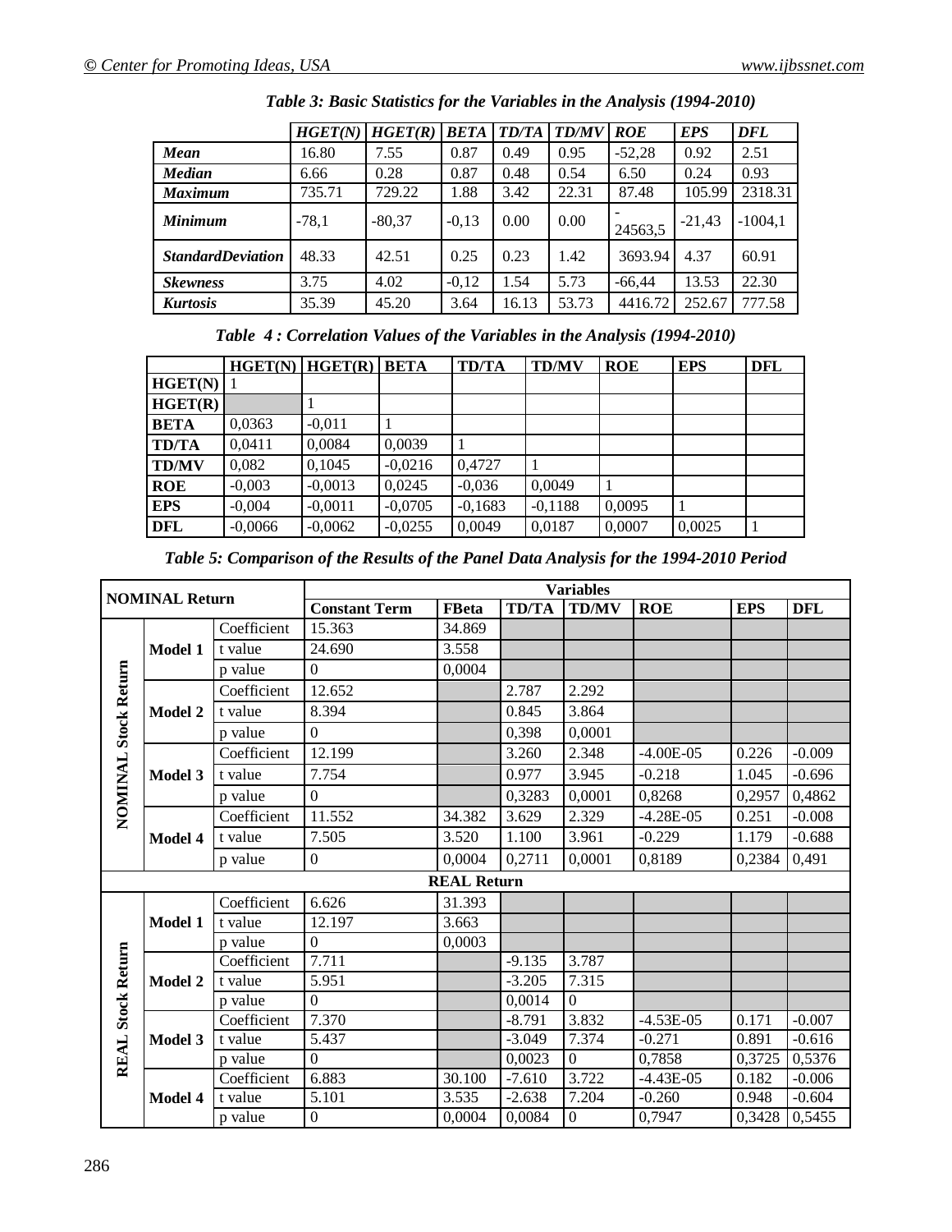*Table 3: Basic Statistics for the Variables in the Analysis (1994-2010)*

| | *HGET(N)* | *HGET(R)* | *BETA* | *TD/TA* | *TD/MV* | *ROE* | *EPS* | *DFL* |
|---|---|---|---|---|---|---|---|---|
| ***Mean*** | 16.80 | 7.55 | 0.87 | 0.49 | 0.95 | -52,28 | 0.92 | 2.51 |
| ***Median*** | 6.66 | 0.28 | 0.87 | 0.48 | 0.54 | 6.50 | 0.24 | 0.93 |
| ***Maximum*** | 735.71 | 729.22 | 1.88 | 3.42 | 22.31 | 87.48 | 105.99 | 2318.31 |
| ***Minimum*** | -78,1 | -80,37 | -0,13 | 0.00 | 0.00 | -24563,5 | -21,43 | -1004,1 |
| ***StandardDeviation*** | 48.33 | 42.51 | 0.25 | 0.23 | 1.42 | 3693.94 | 4.37 | 60.91 |
| ***Skewness*** | 3.75 | 4.02 | -0,12 | 1.54 | 5.73 | -66,44 | 13.53 | 22.30 |
| ***Kurtosis*** | 35.39 | 45.20 | 3.64 | 16.13 | 53.73 | 4416.72 | 252.67 | 777.58 |

*Table 4 : Correlation Values of the Variables in the Analysis (1994-2010)*

| | HGET(N) | HGET(R) | BETA | TD/TA | TD/MV | ROE | EPS | DFL |
|---|---|---|---|---|---|---|---|---|
| **HGET(N)** | 1 | | | | | | | |
| **HGET(R)** | | 1 | | | | | | |
| **BETA** | 0,0363 | -0,011 | 1 | | | | | |
| **TD/TA** | 0,0411 | 0,0084 | 0,0039 | 1 | | | | |
| **TD/MV** | 0,082 | 0,1045 | -0,0216 | 0,4727 | 1 | | | |
| **ROE** | -0,003 | -0,0013 | 0,0245 | -0,036 | 0,0049 | 1 | | |
| **EPS** | -0,004 | -0,0011 | -0,0705 | -0,1683 | -0,1188 | 0,0095 | 1 | |
| **DFL** | -0,0066 | -0,0062 | -0,0255 | 0,0049 | 0,0187 | 0,0007 | 0,0025 | 1 |

*Table 5: Comparison of the Results of the Panel Data Analysis for the 1994-2010 Period*

| **NOMINAL Return** | | | **Variables** | | | | | | |
|---|---|---|---|---|---|---|---|---|---|
| | | | **Constant Term** | **FBeta** | **TD/TA** | **TD/MV** | **ROE** | **EPS** | **DFL** |
| **NOMINAL Stock Return** | **Model 1** | Coefficient | 15.363 | 34.869 | | | | | |
| | | t value | 24.690 | 3.558 | | | | | |
| | | p value | 0 | 0,0004 | | | | | |
| | **Model 2** | Coefficient | 12.652 | | 2.787 | 2.292 | | | |
| | | t value | 8.394 | | 0.845 | 3.864 | | | |
| | | p value | 0 | | 0,398 | 0,0001 | | | |
| | **Model 3** | Coefficient | 12.199 | | 3.260 | 2.348 | -4.00E-05 | 0.226 | -0.009 |
| | | t value | 7.754 | | 0.977 | 3.945 | -0.218 | 1.045 | -0.696 |
| | | p value | 0 | | 0,3283 | 0,0001 | 0,8268 | 0,2957 | 0,4862 |
| | **Model 4** | Coefficient | 11.552 | 34.382 | 3.629 | 2.329 | -4.28E-05 | 0.251 | -0.008 |
| | | t value | 7.505 | 3.520 | 1.100 | 3.961 | -0.229 | 1.179 | -0.688 |
| | | p value | 0 | 0,0004 | 0,2711 | 0,0001 | 0,8189 | 0,2384 | 0,491 |
| **REAL Return** | | | | | | | | | |
| **REAL Stock Return** | **Model 1** | Coefficient | 6.626 | 31.393 | | | | | |
| | | t value | 12.197 | 3.663 | | | | | |
| | | p value | 0 | 0,0003 | | | | | |
| | **Model 2** | Coefficient | 7.711 | | -9.135 | 3.787 | | | |
| | | t value | 5.951 | | -3.205 | 7.315 | | | |
| | | p value | 0 | | 0,0014 | 0 | | | |
| | **Model 3** | Coefficient | 7.370 | | -8.791 | 3.832 | -4.53E-05 | 0.171 | -0.007 |
| | | t value | 5.437 | | -3.049 | 7.374 | -0.271 | 0.891 | -0.616 |
| | | p value | 0 | | 0,0023 | 0 | 0,7858 | 0,3725 | 0,5376 |
| | **Model 4** | Coefficient | 6.883 | 30.100 | -7.610 | 3.722 | -4.43E-05 | 0.182 | -0.006 |
| | | t value | 5.101 | 3.535 | -2.638 | 7.204 | -0.260 | 0.948 | -0.604 |
| | | p value | 0 | 0,0004 | 0,0084 | 0 | 0,7947 | 0,3428 | 0,5455 |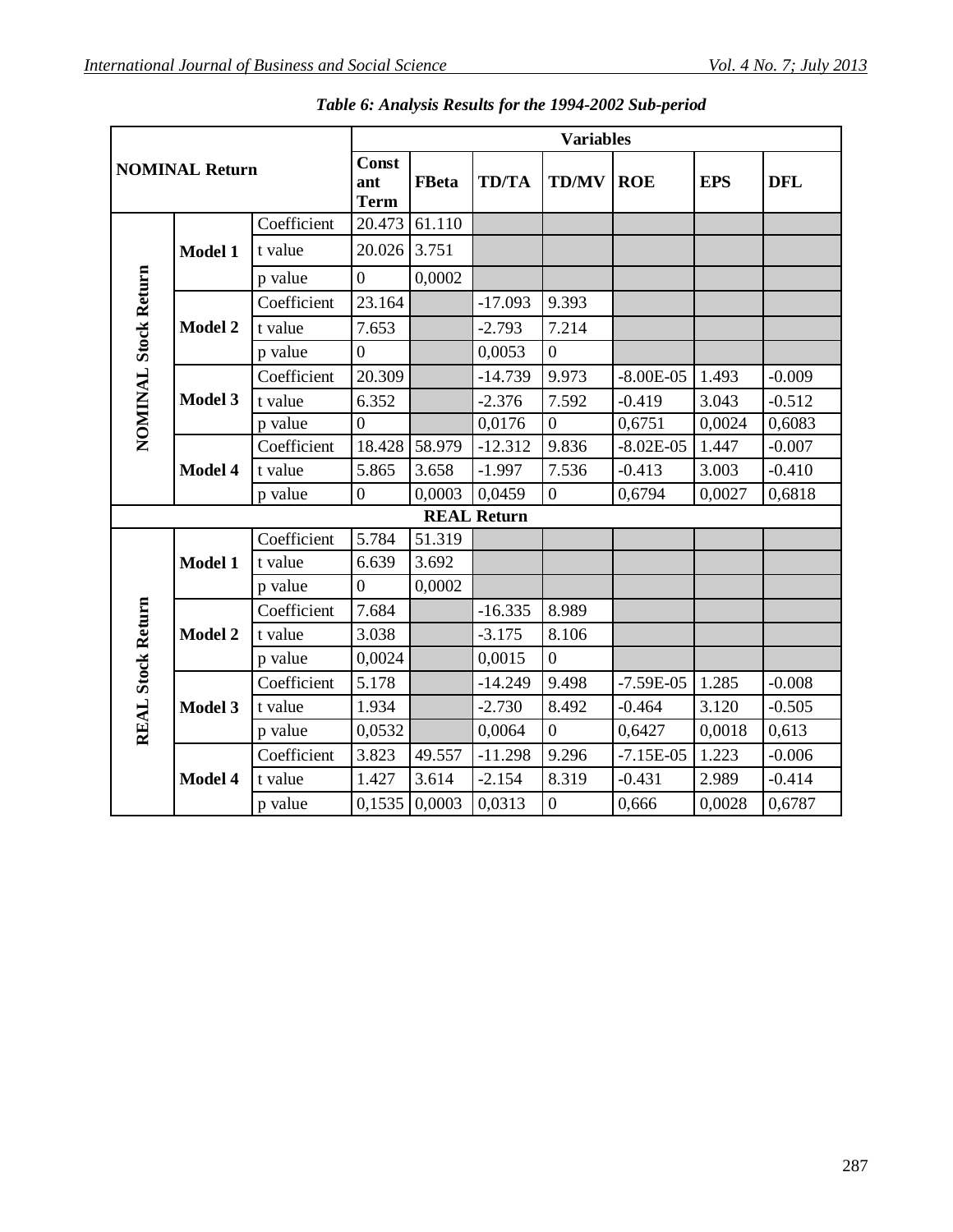*Table 6: Analysis Results for the 1994-2002 Sub-period*

| NOMINAL Return | | | Variables | | | | | | |
|---|---|---|---|---|---|---|---|---|---|
| | | | Constant Term | FBeta | TD/TA | TD/MV | ROE | EPS | DFL |
| NOMINAL Stock Return | Model 1 | Coefficient | 20.473 | 61.110 | | | | | |
| | | t value | 20.026 | 3.751 | | | | | |
| | | p value | 0 | 0,0002 | | | | | |
| | Model 2 | Coefficient | 23.164 | | -17.093 | 9.393 | | | |
| | | t value | 7.653 | | -2.793 | 7.214 | | | |
| | | p value | 0 | | 0,0053 | 0 | | | |
| | Model 3 | Coefficient | 20.309 | | -14.739 | 9.973 | -8.00E-05 | 1.493 | -0.009 |
| | | t value | 6.352 | | -2.376 | 7.592 | -0.419 | 3.043 | -0.512 |
| | | p value | 0 | | 0,0176 | 0 | 0,6751 | 0,0024 | 0,6083 |
| | Model 4 | Coefficient | 18.428 | 58.979 | -12.312 | 9.836 | -8.02E-05 | 1.447 | -0.007 |
| | | t value | 5.865 | 3.658 | -1.997 | 7.536 | -0.413 | 3.003 | -0.410 |
| | | p value | 0 | 0,0003 | 0,0459 | 0 | 0,6794 | 0,0027 | 0,6818 |
| **REAL Return** | | | | | | | | | |
| REAL Stock Return | Model 1 | Coefficient | 5.784 | 51.319 | | | | | |
| | | t value | 6.639 | 3.692 | | | | | |
| | | p value | 0 | 0,0002 | | | | | |
| | Model 2 | Coefficient | 7.684 | | -16.335 | 8.989 | | | |
| | | t value | 3.038 | | -3.175 | 8.106 | | | |
| | | p value | 0,0024 | | 0,0015 | 0 | | | |
| | Model 3 | Coefficient | 5.178 | | -14.249 | 9.498 | -7.59E-05 | 1.285 | -0.008 |
| | | t value | 1.934 | | -2.730 | 8.492 | -0.464 | 3.120 | -0.505 |
| | | p value | 0,0532 | | 0,0064 | 0 | 0,6427 | 0,0018 | 0,613 |
| | Model 4 | Coefficient | 3.823 | 49.557 | -11.298 | 9.296 | -7.15E-05 | 1.223 | -0.006 |
| | | t value | 1.427 | 3.614 | -2.154 | 8.319 | -0.431 | 2.989 | -0.414 |
| | | p value | 0,1535 | 0,0003 | 0,0313 | 0 | 0,666 | 0,0028 | 0,6787 |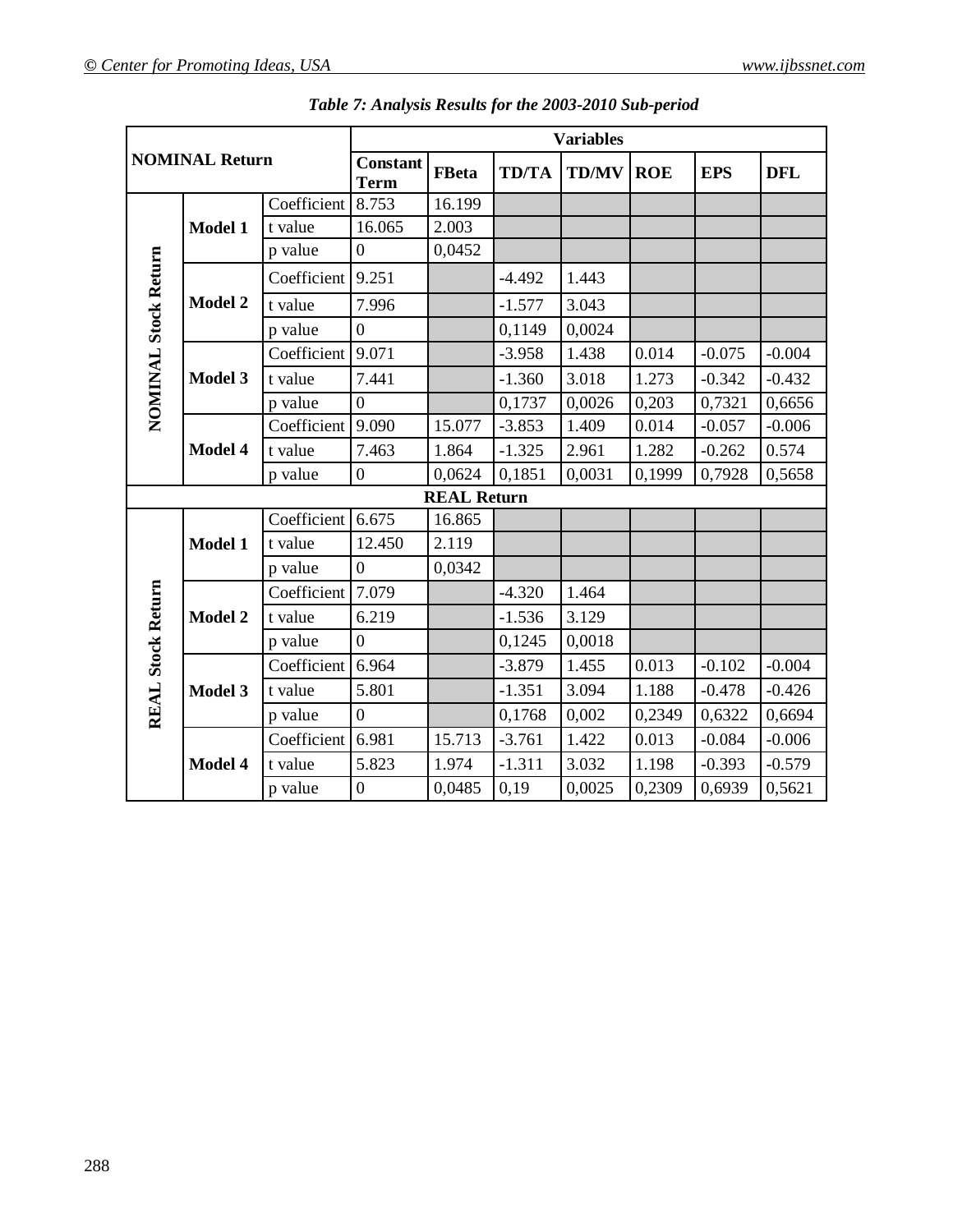*Table 7: Analysis Results for the 2003-2010 Sub-period*

| NOMINAL Return | | | Variables | | | | | | |
|---|---|---|---|---|---|---|---|---|---|
| | | | Constant Term | FBeta | TD/TA | TD/MV | ROE | EPS | DFL |
| **NOMINAL Stock Return** | **Model 1** | Coefficient | 8.753 | 16.199 | | | | | |
| | | t value | 16.065 | 2.003 | | | | | |
| | | p value | 0 | 0,0452 | | | | | |
| | **Model 2** | Coefficient | 9.251 | | -4.492 | 1.443 | | | |
| | | t value | 7.996 | | -1.577 | 3.043 | | | |
| | | p value | 0 | | 0,1149 | 0,0024 | | | |
| | **Model 3** | Coefficient | 9.071 | | -3.958 | 1.438 | 0.014 | -0.075 | -0.004 |
| | | t value | 7.441 | | -1.360 | 3.018 | 1.273 | -0.342 | -0.432 |
| | | p value | 0 | | 0,1737 | 0,0026 | 0,203 | 0,7321 | 0,6656 |
| | **Model 4** | Coefficient | 9.090 | 15.077 | -3.853 | 1.409 | 0.014 | -0.057 | -0.006 |
| | | t value | 7.463 | 1.864 | -1.325 | 2.961 | 1.282 | -0.262 | 0.574 |
| | | p value | 0 | 0,0624 | 0,1851 | 0,0031 | 0,1999 | 0,7928 | 0,5658 |
| **REAL Return** | | | | | | | | | |
| **REAL Stock Return** | **Model 1** | Coefficient | 6.675 | 16.865 | | | | | |
| | | t value | 12.450 | 2.119 | | | | | |
| | | p value | 0 | 0,0342 | | | | | |
| | **Model 2** | Coefficient | 7.079 | | -4.320 | 1.464 | | | |
| | | t value | 6.219 | | -1.536 | 3.129 | | | |
| | | p value | 0 | | 0,1245 | 0,0018 | | | |
| | **Model 3** | Coefficient | 6.964 | | -3.879 | 1.455 | 0.013 | -0.102 | -0.004 |
| | | t value | 5.801 | | -1.351 | 3.094 | 1.188 | -0.478 | -0.426 |
| | | p value | 0 | | 0,1768 | 0,002 | 0,2349 | 0,6322 | 0,6694 |
| | **Model 4** | Coefficient | 6.981 | 15.713 | -3.761 | 1.422 | 0.013 | -0.084 | -0.006 |
| | | t value | 5.823 | 1.974 | -1.311 | 3.032 | 1.198 | -0.393 | -0.579 |
| | | p value | 0 | 0,0485 | 0,19 | 0,0025 | 0,2309 | 0,6939 | 0,5621 |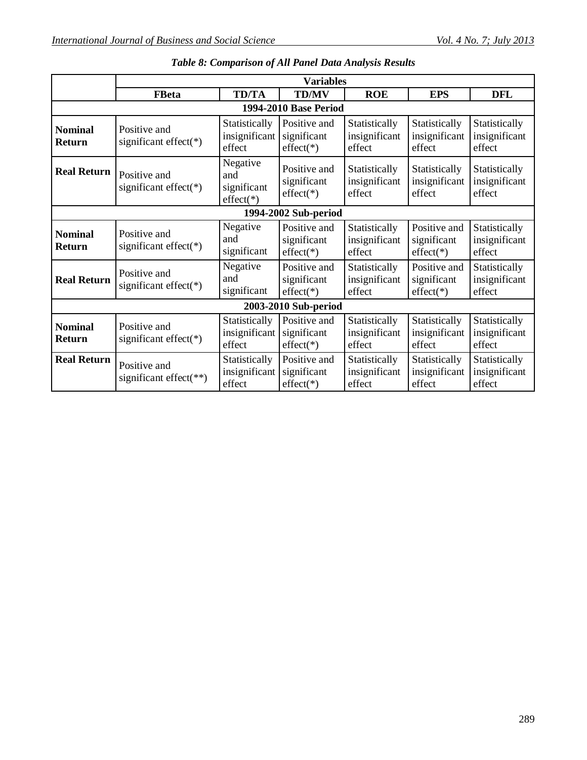*Table 8: Comparison of All Panel Data Analysis Results*

| | Variables | | | | | |
|---|---|---|---|---|---|---|
| | **FBeta** | **TD/TA** | **TD/MV** | **ROE** | **EPS** | **DFL** |
| **1994-2010 Base Period** | | | | | | |
| **Nominal Return** | Positive and significant effect(*) | Statistically insignificant effect | Positive and significant effect(*) | Statistically insignificant effect | Statistically insignificant effect | Statistically insignificant effect |
| **Real Return** | Positive and significant effect(*) | Negative and significant effect(*) | Positive and significant effect(*) | Statistically insignificant effect | Statistically insignificant effect | Statistically insignificant effect |
| **1994-2002 Sub-period** | | | | | | |
| **Nominal Return** | Positive and significant effect(*) | Negative and significant | Positive and significant effect(*) | Statistically insignificant effect | Positive and significant effect(*) | Statistically insignificant effect |
| **Real Return** | Positive and significant effect(*) | Negative and significant | Positive and significant effect(*) | Statistically insignificant effect | Positive and significant effect(*) | Statistically insignificant effect |
| **2003-2010 Sub-period** | | | | | | |
| **Nominal Return** | Positive and significant effect(*) | Statistically insignificant effect | Positive and significant effect(*) | Statistically insignificant effect | Statistically insignificant effect | Statistically insignificant effect |
| **Real Return** | Positive and significant effect(**) | Statistically insignificant effect | Positive and significant effect(*) | Statistically insignificant effect | Statistically insignificant effect | Statistically insignificant effect |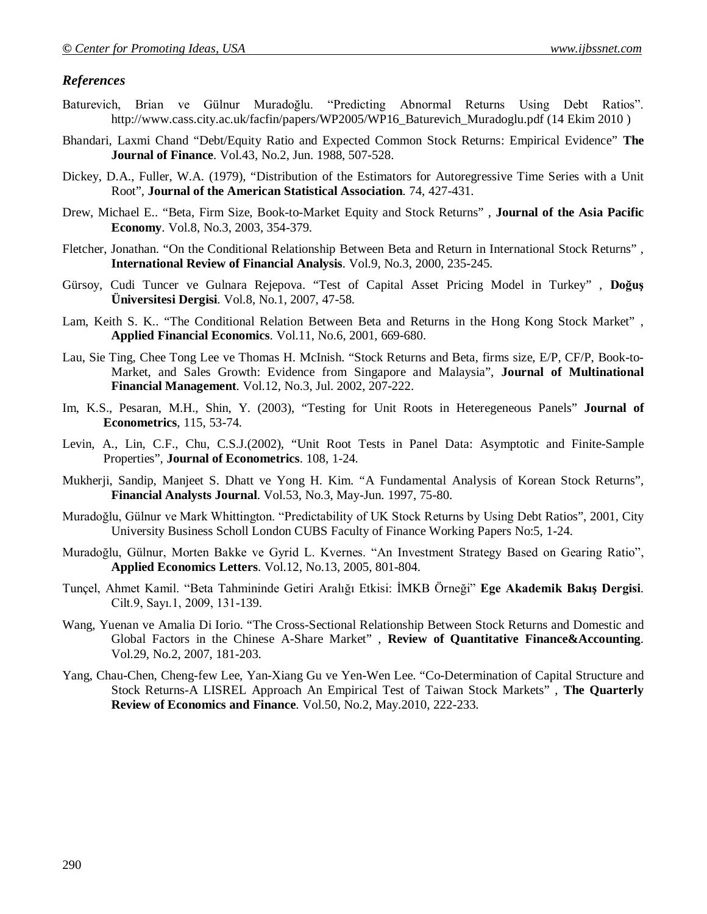### *References*

Baturevich, Brian ve Gülnur Muradoğlu. "Predicting Abnormal Returns Using Debt Ratios". http://www.cass.city.ac.uk/facfin/papers/WP2005/WP16_Baturevich_Muradoglu.pdf (14 Ekim 2010 )

Bhandari, Laxmi Chand "Debt/Equity Ratio and Expected Common Stock Returns: Empirical Evidence" **The Journal of Finance**. Vol.43, No.2, Jun. 1988, 507-528.

Dickey, D.A., Fuller, W.A. (1979), "Distribution of the Estimators for Autoregressive Time Series with a Unit Root", **Journal of the American Statistical Association**. 74, 427-431.

Drew, Michael E.. "Beta, Firm Size, Book-to-Market Equity and Stock Returns" , **Journal of the Asia Pacific Economy**. Vol.8, No.3, 2003, 354-379.

Fletcher, Jonathan. "On the Conditional Relationship Between Beta and Return in International Stock Returns" , **International Review of Financial Analysis**. Vol.9, No.3, 2000, 235-245.

Gürsoy, Cudi Tuncer ve Gulnara Rejepova. "Test of Capital Asset Pricing Model in Turkey" , **Doğuş Üniversitesi Dergisi**. Vol.8, No.1, 2007, 47-58.

Lam, Keith S. K.. "The Conditional Relation Between Beta and Returns in the Hong Kong Stock Market" , **Applied Financial Economics**. Vol.11, No.6, 2001, 669-680.

Lau, Sie Ting, Chee Tong Lee ve Thomas H. McInish. "Stock Returns and Beta, firms size, E/P, CF/P, Book-to-Market, and Sales Growth: Evidence from Singapore and Malaysia", **Journal of Multinational Financial Management**. Vol.12, No.3, Jul. 2002, 207-222.

Im, K.S., Pesaran, M.H., Shin, Y. (2003), "Testing for Unit Roots in Heteregeneous Panels" **Journal of Econometrics**, 115, 53-74.

Levin, A., Lin, C.F., Chu, C.S.J.(2002), "Unit Root Tests in Panel Data: Asymptotic and Finite-Sample Properties", **Journal of Econometrics**. 108, 1-24.

Mukherji, Sandip, Manjeet S. Dhatt ve Yong H. Kim. "A Fundamental Analysis of Korean Stock Returns", **Financial Analysts Journal**. Vol.53, No.3, May-Jun. 1997, 75-80.

Muradoğlu, Gülnur ve Mark Whittington. "Predictability of UK Stock Returns by Using Debt Ratios", 2001, City University Business Scholl London CUBS Faculty of Finance Working Papers No:5, 1-24.

Muradoğlu, Gülnur, Morten Bakke ve Gyrid L. Kvernes. "An Investment Strategy Based on Gearing Ratio", **Applied Economics Letters**. Vol.12, No.13, 2005, 801-804.

Tunçel, Ahmet Kamil. "Beta Tahmininde Getiri Aralığı Etkisi: İMKB Örneği" **Ege Akademik Bakış Dergisi**. Cilt.9, Sayı.1, 2009, 131-139.

Wang, Yuenan ve Amalia Di Iorio. "The Cross-Sectional Relationship Between Stock Returns and Domestic and Global Factors in the Chinese A-Share Market" , **Review of Quantitative Finance&Accounting**. Vol.29, No.2, 2007, 181-203.

Yang, Chau-Chen, Cheng-few Lee, Yan-Xiang Gu ve Yen-Wen Lee. "Co-Determination of Capital Structure and Stock Returns-A LISREL Approach An Empirical Test of Taiwan Stock Markets" , **The Quarterly Review of Economics and Finance**. Vol.50, No.2, May.2010, 222-233.